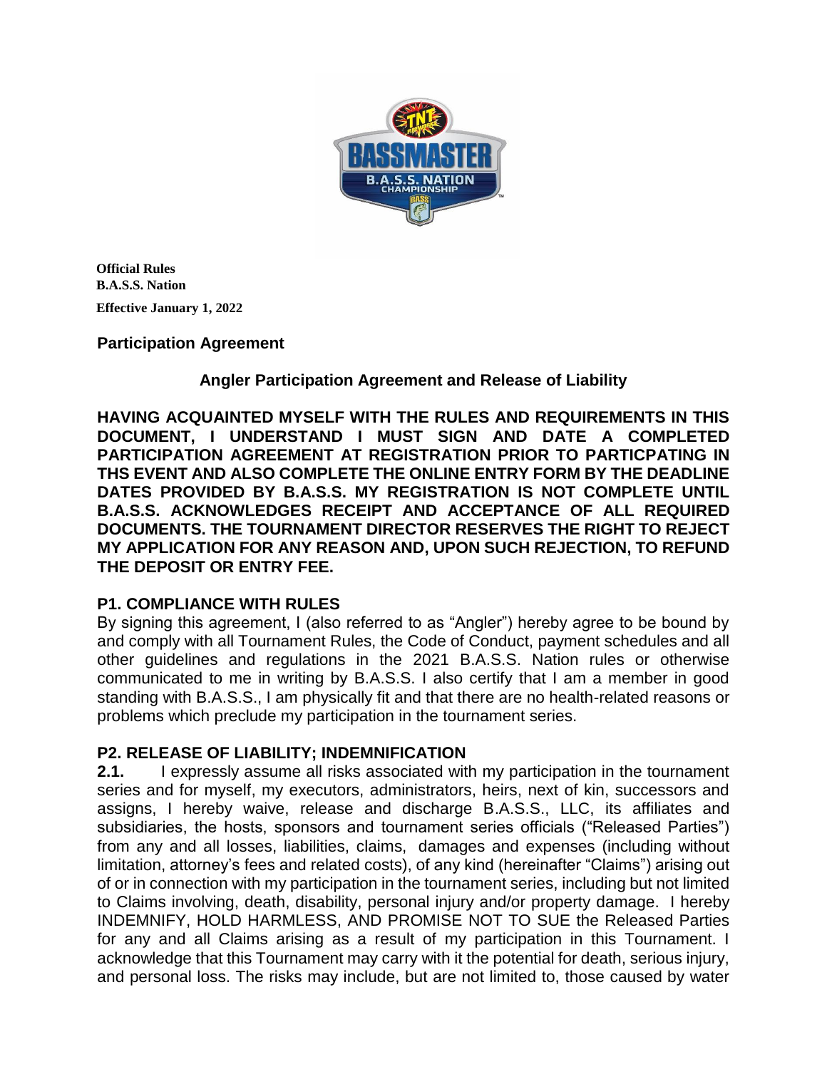**Official Rules**
**B.A.S.S. Nation**
**Effective January 1, 2022**

## Participation Agreement

### Angler Participation Agreement and Release of Liability

**HAVING ACQUAINTED MYSELF WITH THE RULES AND REQUIREMENTS IN THIS DOCUMENT, I UNDERSTAND I MUST SIGN AND DATE A COMPLETED PARTICIPATION AGREEMENT AT REGISTRATION PRIOR TO PARTICPATING IN THS EVENT AND ALSO COMPLETE THE ONLINE ENTRY FORM BY THE DEADLINE DATES PROVIDED BY B.A.S.S. MY REGISTRATION IS NOT COMPLETE UNTIL B.A.S.S. ACKNOWLEDGES RECEIPT AND ACCEPTANCE OF ALL REQUIRED DOCUMENTS. THE TOURNAMENT DIRECTOR RESERVES THE RIGHT TO REJECT MY APPLICATION FOR ANY REASON AND, UPON SUCH REJECTION, TO REFUND THE DEPOSIT OR ENTRY FEE.**

### P1. COMPLIANCE WITH RULES

By signing this agreement, I (also referred to as "Angler") hereby agree to be bound by and comply with all Tournament Rules, the Code of Conduct, payment schedules and all other guidelines and regulations in the 2021 B.A.S.S. Nation rules or otherwise communicated to me in writing by B.A.S.S. I also certify that I am a member in good standing with B.A.S.S., I am physically fit and that there are no health-related reasons or problems which preclude my participation in the tournament series.

### P2. RELEASE OF LIABILITY; INDEMNIFICATION

**2.1.** I expressly assume all risks associated with my participation in the tournament series and for myself, my executors, administrators, heirs, next of kin, successors and assigns, I hereby waive, release and discharge B.A.S.S., LLC, its affiliates and subsidiaries, the hosts, sponsors and tournament series officials ("Released Parties") from any and all losses, liabilities, claims, damages and expenses (including without limitation, attorney's fees and related costs), of any kind (hereinafter "Claims") arising out of or in connection with my participation in the tournament series, including but not limited to Claims involving, death, disability, personal injury and/or property damage. I hereby INDEMNIFY, HOLD HARMLESS, AND PROMISE NOT TO SUE the Released Parties for any and all Claims arising as a result of my participation in this Tournament. I acknowledge that this Tournament may carry with it the potential for death, serious injury, and personal loss. The risks may include, but are not limited to, those caused by water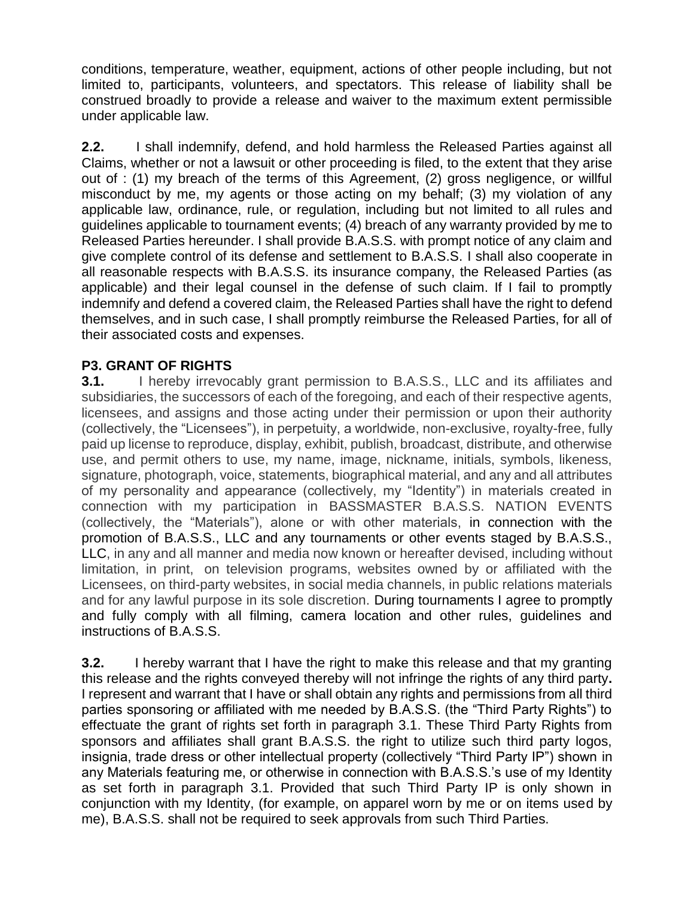conditions, temperature, weather, equipment, actions of other people including, but not limited to, participants, volunteers, and spectators. This release of liability shall be construed broadly to provide a release and waiver to the maximum extent permissible under applicable law.

**2.2.** I shall indemnify, defend, and hold harmless the Released Parties against all Claims, whether or not a lawsuit or other proceeding is filed, to the extent that they arise out of : (1) my breach of the terms of this Agreement, (2) gross negligence, or willful misconduct by me, my agents or those acting on my behalf; (3) my violation of any applicable law, ordinance, rule, or regulation, including but not limited to all rules and guidelines applicable to tournament events; (4) breach of any warranty provided by me to Released Parties hereunder. I shall provide B.A.S.S. with prompt notice of any claim and give complete control of its defense and settlement to B.A.S.S. I shall also cooperate in all reasonable respects with B.A.S.S. its insurance company, the Released Parties (as applicable) and their legal counsel in the defense of such claim. If I fail to promptly indemnify and defend a covered claim, the Released Parties shall have the right to defend themselves, and in such case, I shall promptly reimburse the Released Parties, for all of their associated costs and expenses.

**P3. GRANT OF RIGHTS**

**3.1.** I hereby irrevocably grant permission to B.A.S.S., LLC and its affiliates and subsidiaries, the successors of each of the foregoing, and each of their respective agents, licensees, and assigns and those acting under their permission or upon their authority (collectively, the "Licensees"), in perpetuity, a worldwide, non-exclusive, royalty-free, fully paid up license to reproduce, display, exhibit, publish, broadcast, distribute, and otherwise use, and permit others to use, my name, image, nickname, initials, symbols, likeness, signature, photograph, voice, statements, biographical material, and any and all attributes of my personality and appearance (collectively, my "Identity") in materials created in connection with my participation in BASSMASTER B.A.S.S. NATION EVENTS (collectively, the "Materials"), alone or with other materials, in connection with the promotion of B.A.S.S., LLC and any tournaments or other events staged by B.A.S.S., LLC, in any and all manner and media now known or hereafter devised, including without limitation, in print, on television programs, websites owned by or affiliated with the Licensees, on third-party websites, in social media channels, in public relations materials and for any lawful purpose in its sole discretion. During tournaments I agree to promptly and fully comply with all filming, camera location and other rules, guidelines and instructions of B.A.S.S.

**3.2.** I hereby warrant that I have the right to make this release and that my granting this release and the rights conveyed thereby will not infringe the rights of any third party**.** I represent and warrant that I have or shall obtain any rights and permissions from all third parties sponsoring or affiliated with me needed by B.A.S.S. (the "Third Party Rights") to effectuate the grant of rights set forth in paragraph 3.1. These Third Party Rights from sponsors and affiliates shall grant B.A.S.S. the right to utilize such third party logos, insignia, trade dress or other intellectual property (collectively "Third Party IP") shown in any Materials featuring me, or otherwise in connection with B.A.S.S.'s use of my Identity as set forth in paragraph 3.1. Provided that such Third Party IP is only shown in conjunction with my Identity, (for example, on apparel worn by me or on items used by me), B.A.S.S. shall not be required to seek approvals from such Third Parties.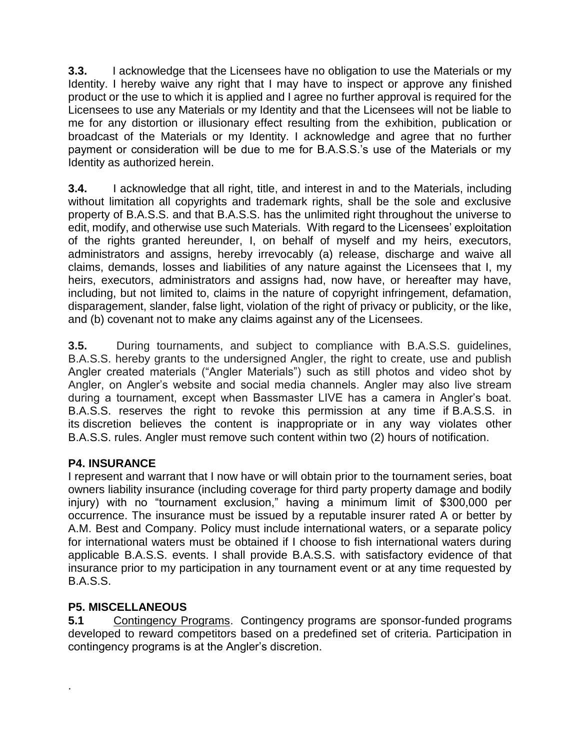**3.3.** I acknowledge that the Licensees have no obligation to use the Materials or my Identity. I hereby waive any right that I may have to inspect or approve any finished product or the use to which it is applied and I agree no further approval is required for the Licensees to use any Materials or my Identity and that the Licensees will not be liable to me for any distortion or illusionary effect resulting from the exhibition, publication or broadcast of the Materials or my Identity. I acknowledge and agree that no further payment or consideration will be due to me for B.A.S.S.'s use of the Materials or my Identity as authorized herein.

**3.4.** I acknowledge that all right, title, and interest in and to the Materials, including without limitation all copyrights and trademark rights, shall be the sole and exclusive property of B.A.S.S. and that B.A.S.S. has the unlimited right throughout the universe to edit, modify, and otherwise use such Materials. With regard to the Licensees' exploitation of the rights granted hereunder, I, on behalf of myself and my heirs, executors, administrators and assigns, hereby irrevocably (a) release, discharge and waive all claims, demands, losses and liabilities of any nature against the Licensees that I, my heirs, executors, administrators and assigns had, now have, or hereafter may have, including, but not limited to, claims in the nature of copyright infringement, defamation, disparagement, slander, false light, violation of the right of privacy or publicity, or the like, and (b) covenant not to make any claims against any of the Licensees.

**3.5.** During tournaments, and subject to compliance with B.A.S.S. guidelines, B.A.S.S. hereby grants to the undersigned Angler, the right to create, use and publish Angler created materials ("Angler Materials") such as still photos and video shot by Angler, on Angler's website and social media channels. Angler may also live stream during a tournament, except when Bassmaster LIVE has a camera in Angler's boat. B.A.S.S. reserves the right to revoke this permission at any time if B.A.S.S. in its discretion believes the content is inappropriate or in any way violates other B.A.S.S. rules. Angler must remove such content within two (2) hours of notification.

**P4. INSURANCE**

I represent and warrant that I now have or will obtain prior to the tournament series, boat owners liability insurance (including coverage for third party property damage and bodily injury) with no "tournament exclusion," having a minimum limit of $300,000 per occurrence. The insurance must be issued by a reputable insurer rated A or better by A.M. Best and Company. Policy must include international waters, or a separate policy for international waters must be obtained if I choose to fish international waters during applicable B.A.S.S. events. I shall provide B.A.S.S. with satisfactory evidence of that insurance prior to my participation in any tournament event or at any time requested by B.A.S.S.

**P5. MISCELLANEOUS**

**5.1** Contingency Programs. Contingency programs are sponsor-funded programs developed to reward competitors based on a predefined set of criteria. Participation in contingency programs is at the Angler's discretion.

.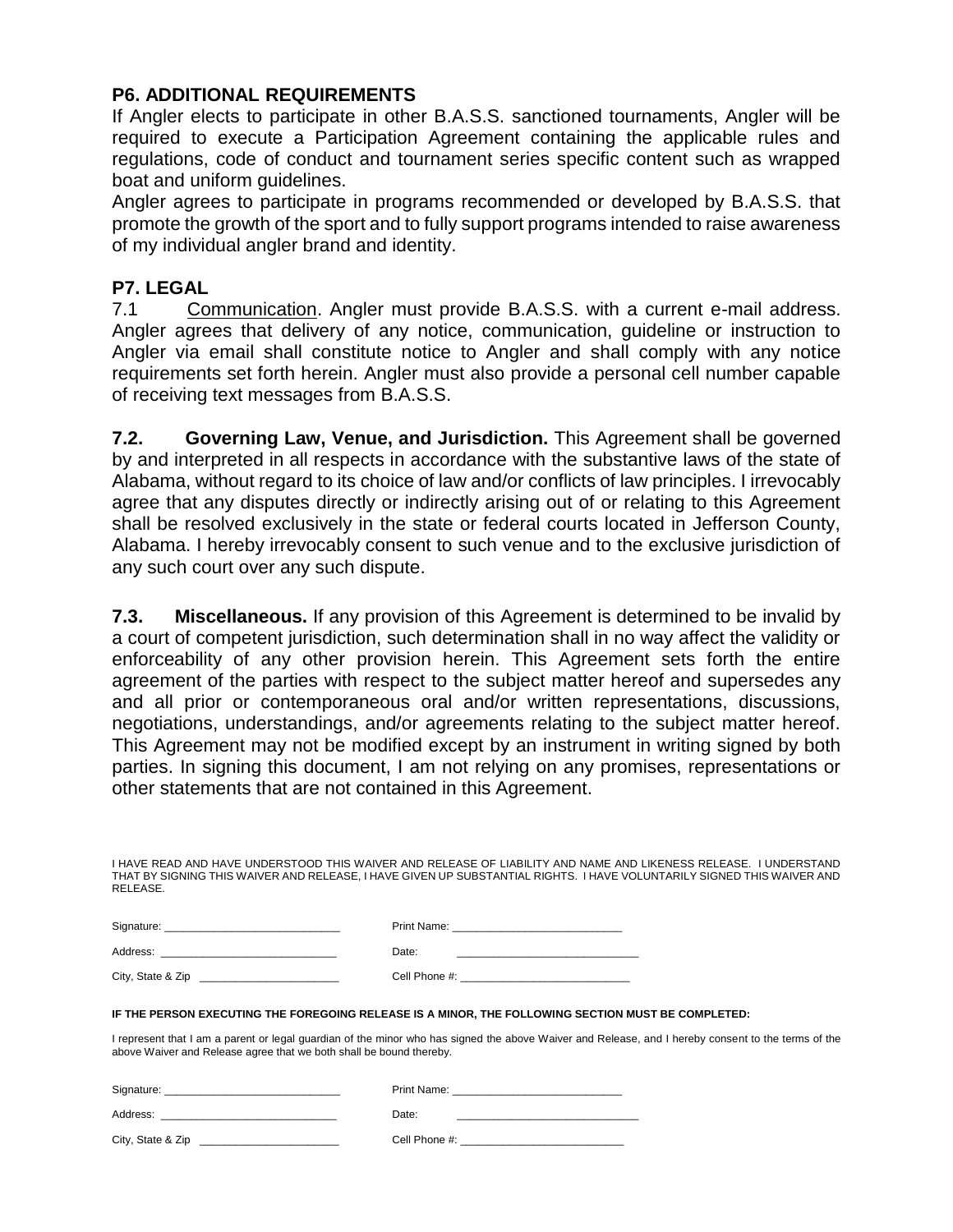## P6. ADDITIONAL REQUIREMENTS

If Angler elects to participate in other B.A.S.S. sanctioned tournaments, Angler will be required to execute a Participation Agreement containing the applicable rules and regulations, code of conduct and tournament series specific content such as wrapped boat and uniform guidelines.

Angler agrees to participate in programs recommended or developed by B.A.S.S. that promote the growth of the sport and to fully support programs intended to raise awareness of my individual angler brand and identity.

## P7. LEGAL

7.1 Communication. Angler must provide B.A.S.S. with a current e-mail address. Angler agrees that delivery of any notice, communication, guideline or instruction to Angler via email shall constitute notice to Angler and shall comply with any notice requirements set forth herein. Angler must also provide a personal cell number capable of receiving text messages from B.A.S.S.

**7.2. Governing Law, Venue, and Jurisdiction.** This Agreement shall be governed by and interpreted in all respects in accordance with the substantive laws of the state of Alabama, without regard to its choice of law and/or conflicts of law principles. I irrevocably agree that any disputes directly or indirectly arising out of or relating to this Agreement shall be resolved exclusively in the state or federal courts located in Jefferson County, Alabama. I hereby irrevocably consent to such venue and to the exclusive jurisdiction of any such court over any such dispute.

**7.3. Miscellaneous.** If any provision of this Agreement is determined to be invalid by a court of competent jurisdiction, such determination shall in no way affect the validity or enforceability of any other provision herein. This Agreement sets forth the entire agreement of the parties with respect to the subject matter hereof and supersedes any and all prior or contemporaneous oral and/or written representations, discussions, negotiations, understandings, and/or agreements relating to the subject matter hereof. This Agreement may not be modified except by an instrument in writing signed by both parties. In signing this document, I am not relying on any promises, representations or other statements that are not contained in this Agreement.

I HAVE READ AND HAVE UNDERSTOOD THIS WAIVER AND RELEASE OF LIABILITY AND NAME AND LIKENESS RELEASE. I UNDERSTAND THAT BY SIGNING THIS WAIVER AND RELEASE, I HAVE GIVEN UP SUBSTANTIAL RIGHTS. I HAVE VOLUNTARILY SIGNED THIS WAIVER AND RELEASE.

Signature: ___________________________ Print Name: __________________________

Address: ___________________________ Date: ____________________________

City, State & Zip ______________________ Cell Phone #: __________________________

**IF THE PERSON EXECUTING THE FOREGOING RELEASE IS A MINOR, THE FOLLOWING SECTION MUST BE COMPLETED:**

I represent that I am a parent or legal guardian of the minor who has signed the above Waiver and Release, and I hereby consent to the terms of the above Waiver and Release agree that we both shall be bound thereby.

Signature: ___________________________ Print Name: __________________________

Address: ___________________________ Date: ____________________________

City, State & Zip ______________________ Cell Phone #: __________________________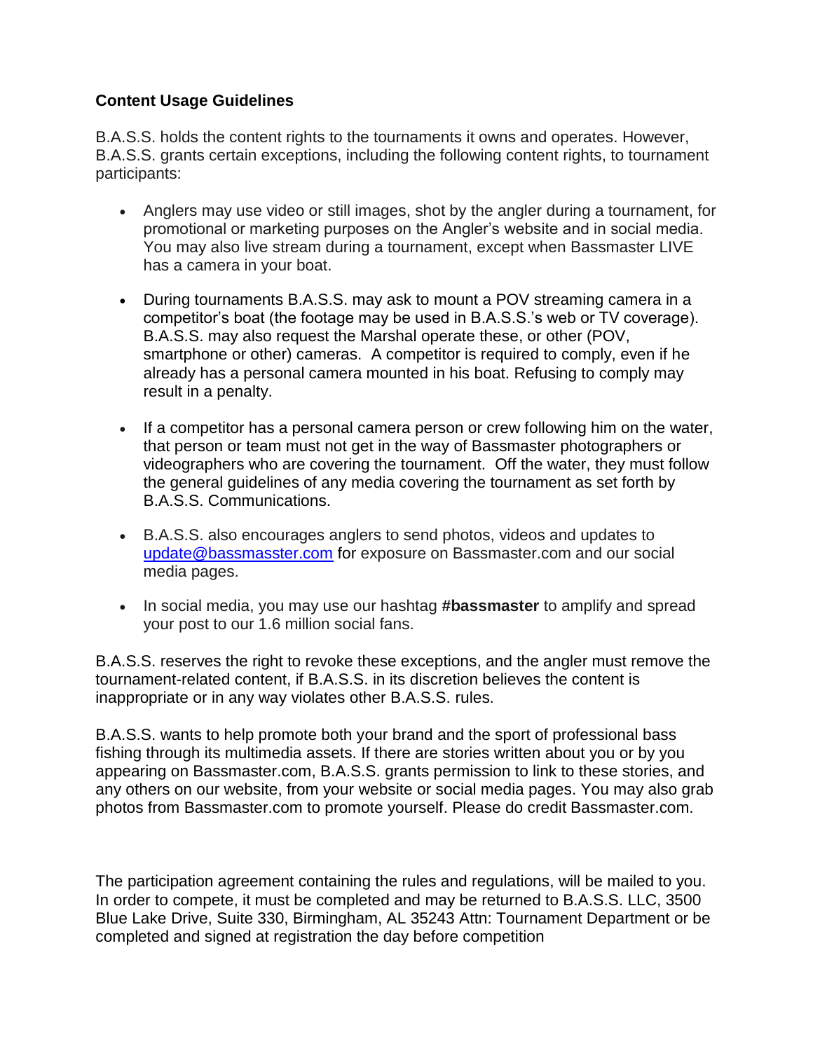**Content Usage Guidelines**

B.A.S.S. holds the content rights to the tournaments it owns and operates. However, B.A.S.S. grants certain exceptions, including the following content rights, to tournament participants:

- Anglers may use video or still images, shot by the angler during a tournament, for promotional or marketing purposes on the Angler's website and in social media. You may also live stream during a tournament, except when Bassmaster LIVE has a camera in your boat.

- During tournaments B.A.S.S. may ask to mount a POV streaming camera in a competitor's boat (the footage may be used in B.A.S.S.'s web or TV coverage). B.A.S.S. may also request the Marshal operate these, or other (POV, smartphone or other) cameras. A competitor is required to comply, even if he already has a personal camera mounted in his boat. Refusing to comply may result in a penalty.

- If a competitor has a personal camera person or crew following him on the water, that person or team must not get in the way of Bassmaster photographers or videographers who are covering the tournament. Off the water, they must follow the general guidelines of any media covering the tournament as set forth by B.A.S.S. Communications.

- B.A.S.S. also encourages anglers to send photos, videos and updates to update@bassmasster.com for exposure on Bassmaster.com and our social media pages.

- In social media, you may use our hashtag **#bassmaster** to amplify and spread your post to our 1.6 million social fans.

B.A.S.S. reserves the right to revoke these exceptions, and the angler must remove the tournament-related content, if B.A.S.S. in its discretion believes the content is inappropriate or in any way violates other B.A.S.S. rules.

B.A.S.S. wants to help promote both your brand and the sport of professional bass fishing through its multimedia assets. If there are stories written about you or by you appearing on Bassmaster.com, B.A.S.S. grants permission to link to these stories, and any others on our website, from your website or social media pages. You may also grab photos from Bassmaster.com to promote yourself. Please do credit Bassmaster.com.

The participation agreement containing the rules and regulations, will be mailed to you. In order to compete, it must be completed and may be returned to B.A.S.S. LLC, 3500 Blue Lake Drive, Suite 330, Birmingham, AL 35243 Attn: Tournament Department or be completed and signed at registration the day before competition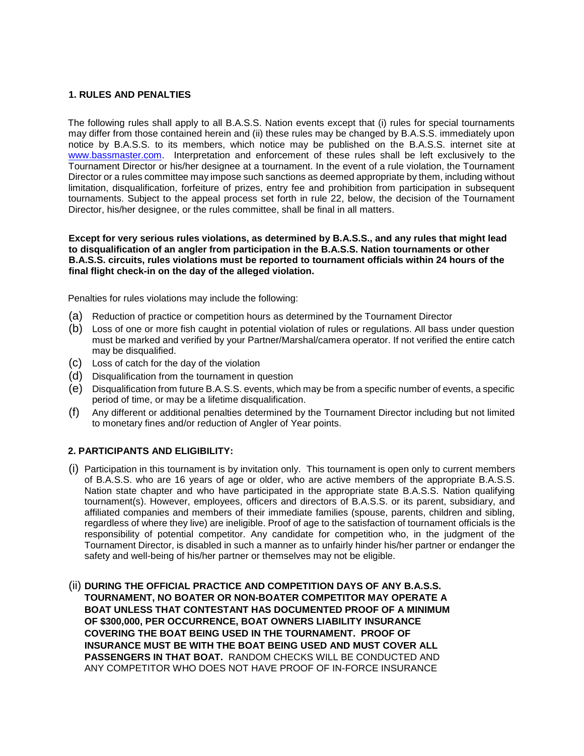**1. RULES AND PENALTIES**

The following rules shall apply to all B.A.S.S. Nation events except that (i) rules for special tournaments may differ from those contained herein and (ii) these rules may be changed by B.A.S.S. immediately upon notice by B.A.S.S. to its members, which notice may be published on the B.A.S.S. internet site at www.bassmaster.com. Interpretation and enforcement of these rules shall be left exclusively to the Tournament Director or his/her designee at a tournament. In the event of a rule violation, the Tournament Director or a rules committee may impose such sanctions as deemed appropriate by them, including without limitation, disqualification, forfeiture of prizes, entry fee and prohibition from participation in subsequent tournaments. Subject to the appeal process set forth in rule 22, below, the decision of the Tournament Director, his/her designee, or the rules committee, shall be final in all matters.

**Except for very serious rules violations, as determined by B.A.S.S., and any rules that might lead to disqualification of an angler from participation in the B.A.S.S. Nation tournaments or other B.A.S.S. circuits, rules violations must be reported to tournament officials within 24 hours of the final flight check-in on the day of the alleged violation.**

Penalties for rules violations may include the following:

(a) Reduction of practice or competition hours as determined by the Tournament Director
(b) Loss of one or more fish caught in potential violation of rules or regulations. All bass under question must be marked and verified by your Partner/Marshal/camera operator. If not verified the entire catch may be disqualified.
(c) Loss of catch for the day of the violation
(d) Disqualification from the tournament in question
(e) Disqualification from future B.A.S.S. events, which may be from a specific number of events, a specific period of time, or may be a lifetime disqualification.
(f) Any different or additional penalties determined by the Tournament Director including but not limited to monetary fines and/or reduction of Angler of Year points.

**2. PARTICIPANTS AND ELIGIBILITY:**

(i) Participation in this tournament is by invitation only. This tournament is open only to current members of B.A.S.S. who are 16 years of age or older, who are active members of the appropriate B.A.S.S. Nation state chapter and who have participated in the appropriate state B.A.S.S. Nation qualifying tournament(s). However, employees, officers and directors of B.A.S.S. or its parent, subsidiary, and affiliated companies and members of their immediate families (spouse, parents, children and sibling, regardless of where they live) are ineligible. Proof of age to the satisfaction of tournament officials is the responsibility of potential competitor. Any candidate for competition who, in the judgment of the Tournament Director, is disabled in such a manner as to unfairly hinder his/her partner or endanger the safety and well-being of his/her partner or themselves may not be eligible.

(ii) **DURING THE OFFICIAL PRACTICE AND COMPETITION DAYS OF ANY B.A.S.S. TOURNAMENT, NO BOATER OR NON-BOATER COMPETITOR MAY OPERATE A BOAT UNLESS THAT CONTESTANT HAS DOCUMENTED PROOF OF A MINIMUM OF $300,000, PER OCCURRENCE, BOAT OWNERS LIABILITY INSURANCE COVERING THE BOAT BEING USED IN THE TOURNAMENT. PROOF OF INSURANCE MUST BE WITH THE BOAT BEING USED AND MUST COVER ALL PASSENGERS IN THAT BOAT.** RANDOM CHECKS WILL BE CONDUCTED AND ANY COMPETITOR WHO DOES NOT HAVE PROOF OF IN-FORCE INSURANCE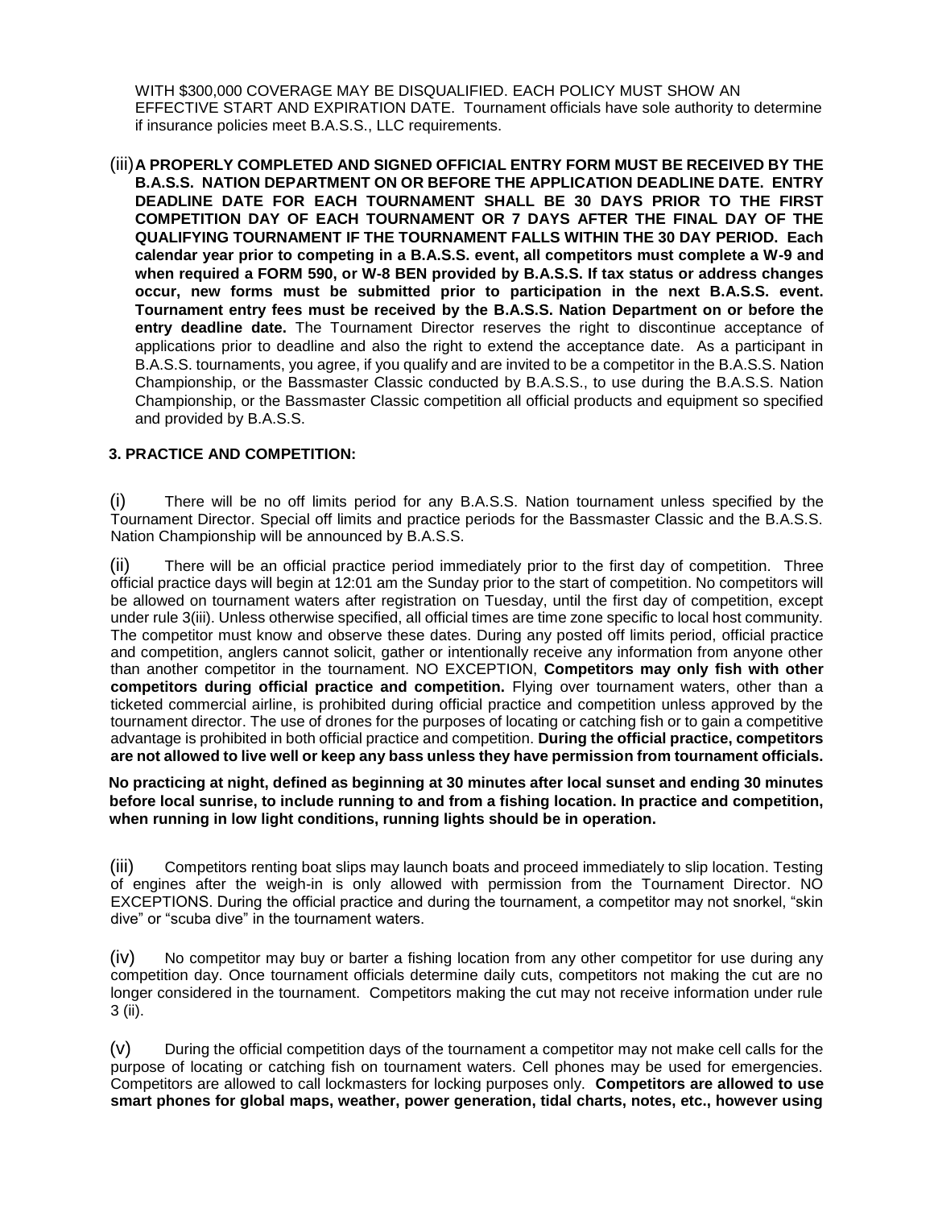WITH $300,000 COVERAGE MAY BE DISQUALIFIED. EACH POLICY MUST SHOW AN EFFECTIVE START AND EXPIRATION DATE. Tournament officials have sole authority to determine if insurance policies meet B.A.S.S., LLC requirements.

(iii) **A PROPERLY COMPLETED AND SIGNED OFFICIAL ENTRY FORM MUST BE RECEIVED BY THE B.A.S.S. NATION DEPARTMENT ON OR BEFORE THE APPLICATION DEADLINE DATE. ENTRY DEADLINE DATE FOR EACH TOURNAMENT SHALL BE 30 DAYS PRIOR TO THE FIRST COMPETITION DAY OF EACH TOURNAMENT OR 7 DAYS AFTER THE FINAL DAY OF THE QUALIFYING TOURNAMENT IF THE TOURNAMENT FALLS WITHIN THE 30 DAY PERIOD. Each calendar year prior to competing in a B.A.S.S. event, all competitors must complete a W-9 and when required a FORM 590, or W-8 BEN provided by B.A.S.S. If tax status or address changes occur, new forms must be submitted prior to participation in the next B.A.S.S. event. Tournament entry fees must be received by the B.A.S.S. Nation Department on or before the entry deadline date.** The Tournament Director reserves the right to discontinue acceptance of applications prior to deadline and also the right to extend the acceptance date. As a participant in B.A.S.S. tournaments, you agree, if you qualify and are invited to be a competitor in the B.A.S.S. Nation Championship, or the Bassmaster Classic conducted by B.A.S.S., to use during the B.A.S.S. Nation Championship, or the Bassmaster Classic competition all official products and equipment so specified and provided by B.A.S.S.

### 3. PRACTICE AND COMPETITION:

(i) There will be no off limits period for any B.A.S.S. Nation tournament unless specified by the Tournament Director. Special off limits and practice periods for the Bassmaster Classic and the B.A.S.S. Nation Championship will be announced by B.A.S.S.

(ii) There will be an official practice period immediately prior to the first day of competition. Three official practice days will begin at 12:01 am the Sunday prior to the start of competition. No competitors will be allowed on tournament waters after registration on Tuesday, until the first day of competition, except under rule 3(iii). Unless otherwise specified, all official times are time zone specific to local host community. The competitor must know and observe these dates. During any posted off limits period, official practice and competition, anglers cannot solicit, gather or intentionally receive any information from anyone other than another competitor in the tournament. NO EXCEPTION, **Competitors may only fish with other competitors during official practice and competition.** Flying over tournament waters, other than a ticketed commercial airline, is prohibited during official practice and competition unless approved by the tournament director. The use of drones for the purposes of locating or catching fish or to gain a competitive advantage is prohibited in both official practice and competition. **During the official practice, competitors are not allowed to live well or keep any bass unless they have permission from tournament officials.**

**No practicing at night, defined as beginning at 30 minutes after local sunset and ending 30 minutes before local sunrise, to include running to and from a fishing location. In practice and competition, when running in low light conditions, running lights should be in operation.**

(iii) Competitors renting boat slips may launch boats and proceed immediately to slip location. Testing of engines after the weigh-in is only allowed with permission from the Tournament Director. NO EXCEPTIONS. During the official practice and during the tournament, a competitor may not snorkel, "skin dive" or "scuba dive" in the tournament waters.

(iv) No competitor may buy or barter a fishing location from any other competitor for use during any competition day. Once tournament officials determine daily cuts, competitors not making the cut are no longer considered in the tournament. Competitors making the cut may not receive information under rule 3 (ii).

(v) During the official competition days of the tournament a competitor may not make cell calls for the purpose of locating or catching fish on tournament waters. Cell phones may be used for emergencies. Competitors are allowed to call lockmasters for locking purposes only. **Competitors are allowed to use smart phones for global maps, weather, power generation, tidal charts, notes, etc., however using**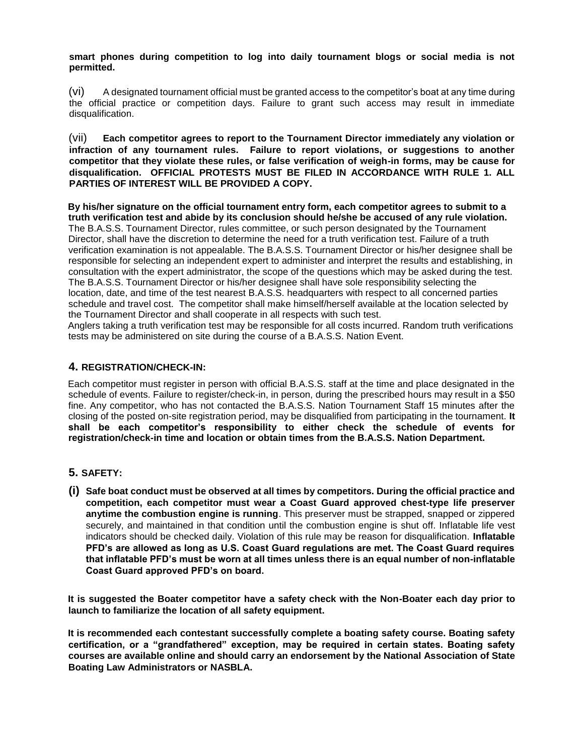**smart phones during competition to log into daily tournament blogs or social media is not permitted.**

(vi) A designated tournament official must be granted access to the competitor's boat at any time during the official practice or competition days. Failure to grant such access may result in immediate disqualification.

(vii) **Each competitor agrees to report to the Tournament Director immediately any violation or infraction of any tournament rules. Failure to report violations, or suggestions to another competitor that they violate these rules, or false verification of weigh-in forms, may be cause for disqualification. OFFICIAL PROTESTS MUST BE FILED IN ACCORDANCE WITH RULE 1. ALL PARTIES OF INTEREST WILL BE PROVIDED A COPY.**

**By his/her signature on the official tournament entry form, each competitor agrees to submit to a truth verification test and abide by its conclusion should he/she be accused of any rule violation.** The B.A.S.S. Tournament Director, rules committee, or such person designated by the Tournament Director, shall have the discretion to determine the need for a truth verification test. Failure of a truth verification examination is not appealable. The B.A.S.S. Tournament Director or his/her designee shall be responsible for selecting an independent expert to administer and interpret the results and establishing, in consultation with the expert administrator, the scope of the questions which may be asked during the test. The B.A.S.S. Tournament Director or his/her designee shall have sole responsibility selecting the location, date, and time of the test nearest B.A.S.S. headquarters with respect to all concerned parties schedule and travel cost. The competitor shall make himself/herself available at the location selected by the Tournament Director and shall cooperate in all respects with such test.
Anglers taking a truth verification test may be responsible for all costs incurred. Random truth verifications tests may be administered on site during the course of a B.A.S.S. Nation Event.

## 4. REGISTRATION/CHECK-IN:

Each competitor must register in person with official B.A.S.S. staff at the time and place designated in the schedule of events. Failure to register/check-in, in person, during the prescribed hours may result in a $50 fine. Any competitor, who has not contacted the B.A.S.S. Nation Tournament Staff 15 minutes after the closing of the posted on-site registration period, may be disqualified from participating in the tournament. **It shall be each competitor's responsibility to either check the schedule of events for registration/check-in time and location or obtain times from the B.A.S.S. Nation Department.**

## 5. SAFETY:

**(i) Safe boat conduct must be observed at all times by competitors. During the official practice and competition, each competitor must wear a Coast Guard approved chest-type life preserver anytime the combustion engine is running**. This preserver must be strapped, snapped or zippered securely, and maintained in that condition until the combustion engine is shut off. Inflatable life vest indicators should be checked daily. Violation of this rule may be reason for disqualification. **Inflatable PFD's are allowed as long as U.S. Coast Guard regulations are met. The Coast Guard requires that inflatable PFD's must be worn at all times unless there is an equal number of non-inflatable Coast Guard approved PFD's on board.**

**It is suggested the Boater competitor have a safety check with the Non-Boater each day prior to launch to familiarize the location of all safety equipment.**

**It is recommended each contestant successfully complete a boating safety course. Boating safety certification, or a "grandfathered" exception, may be required in certain states. Boating safety courses are available online and should carry an endorsement by the National Association of State Boating Law Administrators or NASBLA.**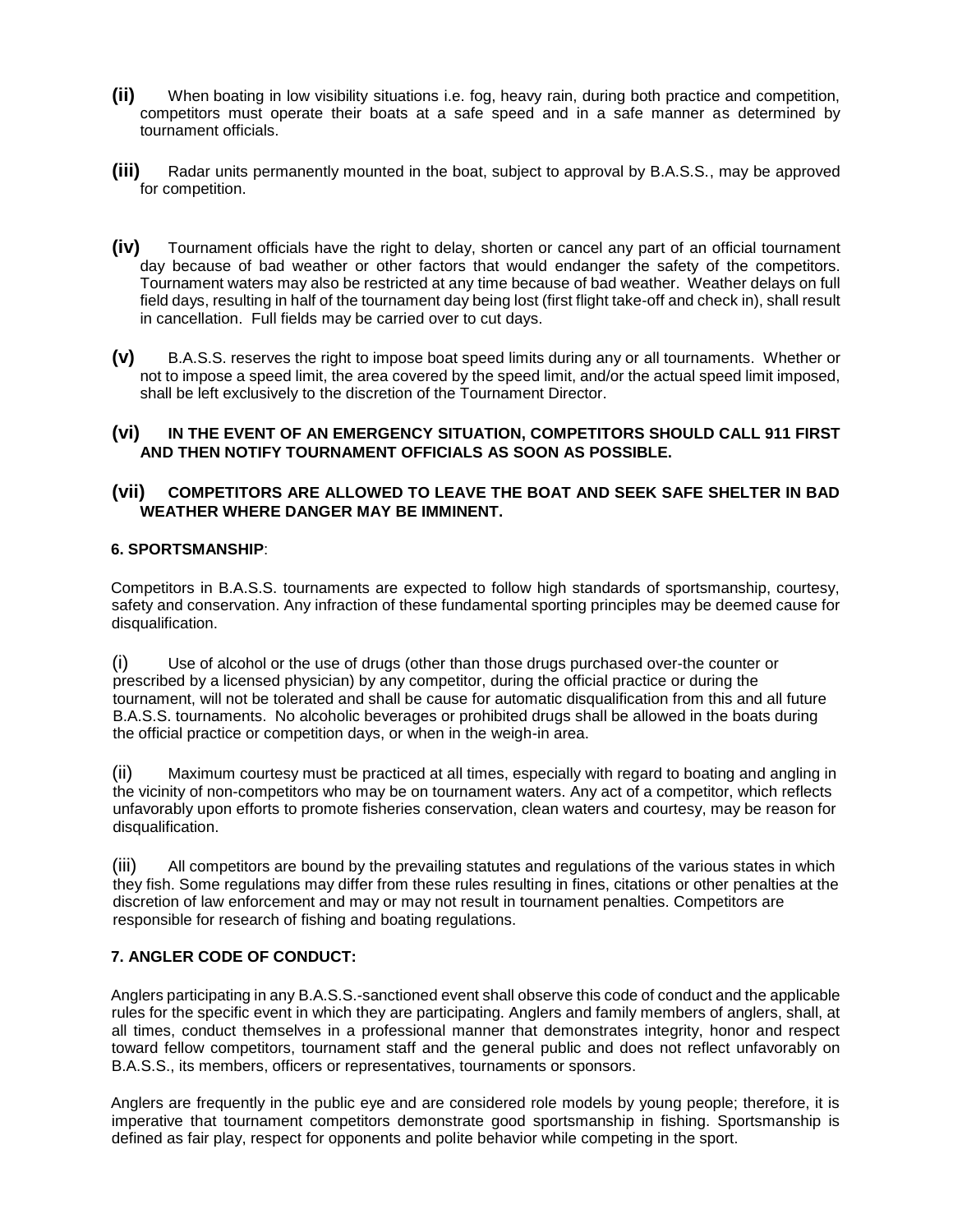**(ii)** When boating in low visibility situations i.e. fog, heavy rain, during both practice and competition, competitors must operate their boats at a safe speed and in a safe manner as determined by tournament officials.

**(iii)** Radar units permanently mounted in the boat, subject to approval by B.A.S.S., may be approved for competition.

**(iv)** Tournament officials have the right to delay, shorten or cancel any part of an official tournament day because of bad weather or other factors that would endanger the safety of the competitors. Tournament waters may also be restricted at any time because of bad weather. Weather delays on full field days, resulting in half of the tournament day being lost (first flight take-off and check in), shall result in cancellation. Full fields may be carried over to cut days.

**(v)** B.A.S.S. reserves the right to impose boat speed limits during any or all tournaments. Whether or not to impose a speed limit, the area covered by the speed limit, and/or the actual speed limit imposed, shall be left exclusively to the discretion of the Tournament Director.

**(vi) IN THE EVENT OF AN EMERGENCY SITUATION, COMPETITORS SHOULD CALL 911 FIRST AND THEN NOTIFY TOURNAMENT OFFICIALS AS SOON AS POSSIBLE.**

**(vii) COMPETITORS ARE ALLOWED TO LEAVE THE BOAT AND SEEK SAFE SHELTER IN BAD WEATHER WHERE DANGER MAY BE IMMINENT.**

### 6. SPORTSMANSHIP:

Competitors in B.A.S.S. tournaments are expected to follow high standards of sportsmanship, courtesy, safety and conservation. Any infraction of these fundamental sporting principles may be deemed cause for disqualification.

(i) Use of alcohol or the use of drugs (other than those drugs purchased over-the counter or prescribed by a licensed physician) by any competitor, during the official practice or during the tournament, will not be tolerated and shall be cause for automatic disqualification from this and all future B.A.S.S. tournaments. No alcoholic beverages or prohibited drugs shall be allowed in the boats during the official practice or competition days, or when in the weigh-in area.

(ii) Maximum courtesy must be practiced at all times, especially with regard to boating and angling in the vicinity of non-competitors who may be on tournament waters. Any act of a competitor, which reflects unfavorably upon efforts to promote fisheries conservation, clean waters and courtesy, may be reason for disqualification.

(iii) All competitors are bound by the prevailing statutes and regulations of the various states in which they fish. Some regulations may differ from these rules resulting in fines, citations or other penalties at the discretion of law enforcement and may or may not result in tournament penalties. Competitors are responsible for research of fishing and boating regulations.

### 7. ANGLER CODE OF CONDUCT:

Anglers participating in any B.A.S.S.-sanctioned event shall observe this code of conduct and the applicable rules for the specific event in which they are participating. Anglers and family members of anglers, shall, at all times, conduct themselves in a professional manner that demonstrates integrity, honor and respect toward fellow competitors, tournament staff and the general public and does not reflect unfavorably on B.A.S.S., its members, officers or representatives, tournaments or sponsors.

Anglers are frequently in the public eye and are considered role models by young people; therefore, it is imperative that tournament competitors demonstrate good sportsmanship in fishing. Sportsmanship is defined as fair play, respect for opponents and polite behavior while competing in the sport.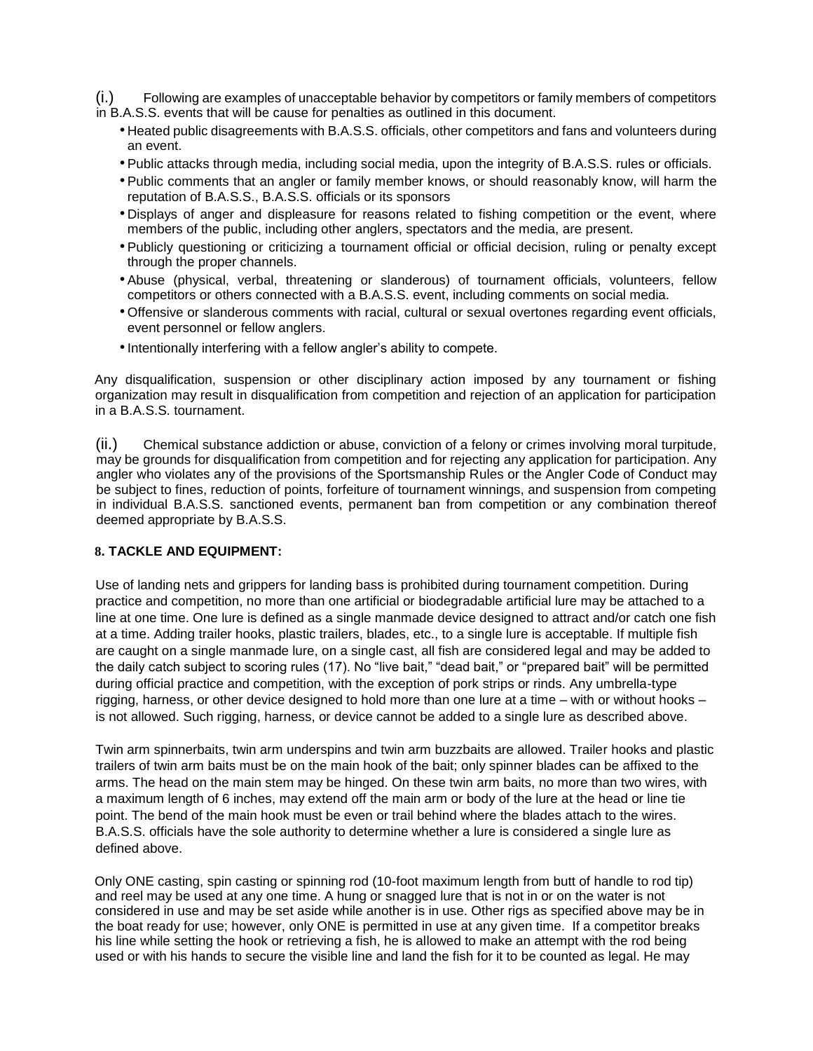(i.) Following are examples of unacceptable behavior by competitors or family members of competitors in B.A.S.S. events that will be cause for penalties as outlined in this document.

- Heated public disagreements with B.A.S.S. officials, other competitors and fans and volunteers during an event.
- Public attacks through media, including social media, upon the integrity of B.A.S.S. rules or officials.
- Public comments that an angler or family member knows, or should reasonably know, will harm the reputation of B.A.S.S., B.A.S.S. officials or its sponsors
- Displays of anger and displeasure for reasons related to fishing competition or the event, where members of the public, including other anglers, spectators and the media, are present.
- Publicly questioning or criticizing a tournament official or official decision, ruling or penalty except through the proper channels.
- Abuse (physical, verbal, threatening or slanderous) of tournament officials, volunteers, fellow competitors or others connected with a B.A.S.S. event, including comments on social media.
- Offensive or slanderous comments with racial, cultural or sexual overtones regarding event officials, event personnel or fellow anglers.
- Intentionally interfering with a fellow angler's ability to compete.

Any disqualification, suspension or other disciplinary action imposed by any tournament or fishing organization may result in disqualification from competition and rejection of an application for participation in a B.A.S.S. tournament.

(ii.) Chemical substance addiction or abuse, conviction of a felony or crimes involving moral turpitude, may be grounds for disqualification from competition and for rejecting any application for participation. Any angler who violates any of the provisions of the Sportsmanship Rules or the Angler Code of Conduct may be subject to fines, reduction of points, forfeiture of tournament winnings, and suspension from competing in individual B.A.S.S. sanctioned events, permanent ban from competition or any combination thereof deemed appropriate by B.A.S.S.

**8. TACKLE AND EQUIPMENT:**

Use of landing nets and grippers for landing bass is prohibited during tournament competition. During practice and competition, no more than one artificial or biodegradable artificial lure may be attached to a line at one time. One lure is defined as a single manmade device designed to attract and/or catch one fish at a time. Adding trailer hooks, plastic trailers, blades, etc., to a single lure is acceptable. If multiple fish are caught on a single manmade lure, on a single cast, all fish are considered legal and may be added to the daily catch subject to scoring rules (17). No "live bait," "dead bait," or "prepared bait" will be permitted during official practice and competition, with the exception of pork strips or rinds. Any umbrella-type rigging, harness, or other device designed to hold more than one lure at a time – with or without hooks – is not allowed. Such rigging, harness, or device cannot be added to a single lure as described above.

Twin arm spinnerbaits, twin arm underspins and twin arm buzzbaits are allowed. Trailer hooks and plastic trailers of twin arm baits must be on the main hook of the bait; only spinner blades can be affixed to the arms. The head on the main stem may be hinged. On these twin arm baits, no more than two wires, with a maximum length of 6 inches, may extend off the main arm or body of the lure at the head or line tie point. The bend of the main hook must be even or trail behind where the blades attach to the wires. B.A.S.S. officials have the sole authority to determine whether a lure is considered a single lure as defined above.

Only ONE casting, spin casting or spinning rod (10-foot maximum length from butt of handle to rod tip) and reel may be used at any one time. A hung or snagged lure that is not in or on the water is not considered in use and may be set aside while another is in use. Other rigs as specified above may be in the boat ready for use; however, only ONE is permitted in use at any given time. If a competitor breaks his line while setting the hook or retrieving a fish, he is allowed to make an attempt with the rod being used or with his hands to secure the visible line and land the fish for it to be counted as legal. He may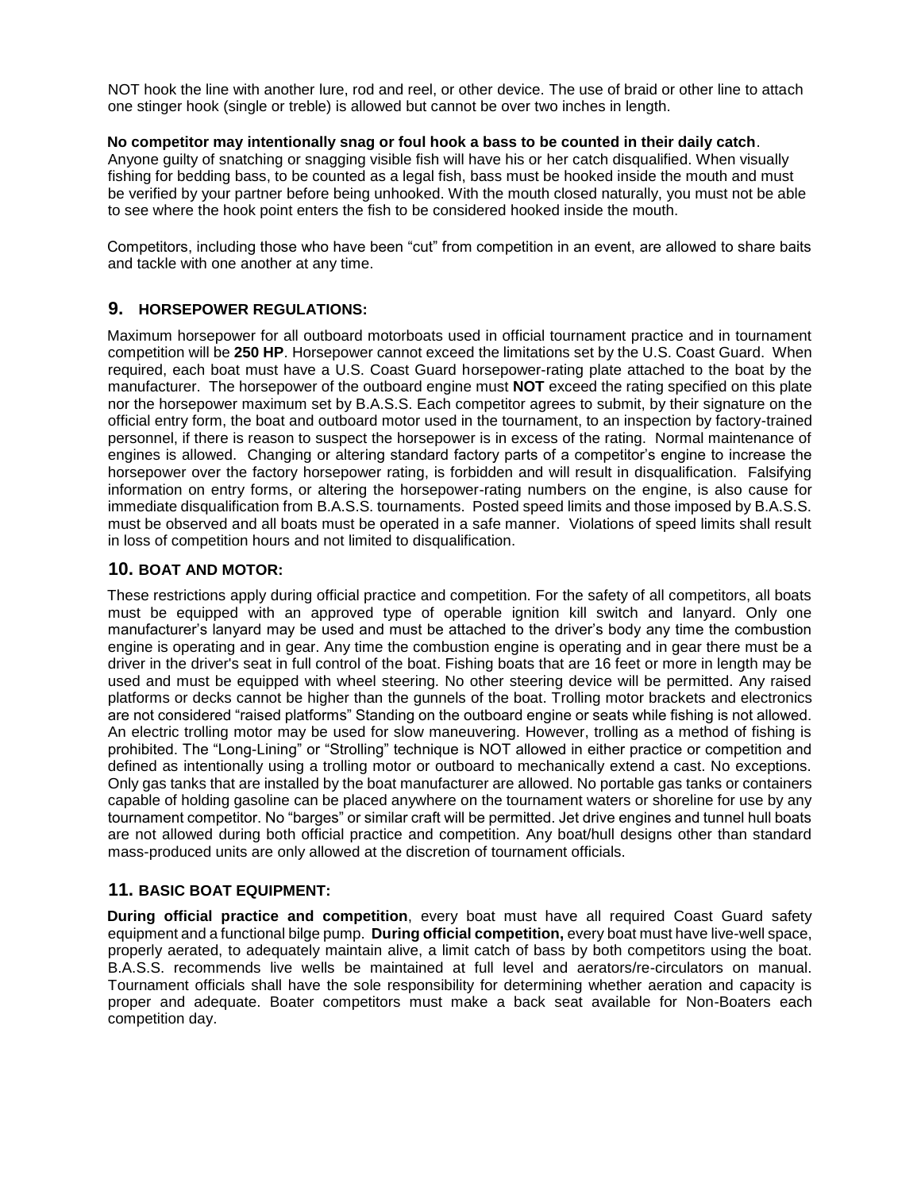NOT hook the line with another lure, rod and reel, or other device. The use of braid or other line to attach one stinger hook (single or treble) is allowed but cannot be over two inches in length.

**No competitor may intentionally snag or foul hook a bass to be counted in their daily catch**. Anyone guilty of snatching or snagging visible fish will have his or her catch disqualified. When visually fishing for bedding bass, to be counted as a legal fish, bass must be hooked inside the mouth and must be verified by your partner before being unhooked. With the mouth closed naturally, you must not be able to see where the hook point enters the fish to be considered hooked inside the mouth.

Competitors, including those who have been "cut" from competition in an event, are allowed to share baits and tackle with one another at any time.

## 9. HORSEPOWER REGULATIONS:

Maximum horsepower for all outboard motorboats used in official tournament practice and in tournament competition will be **250 HP**. Horsepower cannot exceed the limitations set by the U.S. Coast Guard. When required, each boat must have a U.S. Coast Guard horsepower-rating plate attached to the boat by the manufacturer. The horsepower of the outboard engine must **NOT** exceed the rating specified on this plate nor the horsepower maximum set by B.A.S.S. Each competitor agrees to submit, by their signature on the official entry form, the boat and outboard motor used in the tournament, to an inspection by factory-trained personnel, if there is reason to suspect the horsepower is in excess of the rating. Normal maintenance of engines is allowed. Changing or altering standard factory parts of a competitor's engine to increase the horsepower over the factory horsepower rating, is forbidden and will result in disqualification. Falsifying information on entry forms, or altering the horsepower-rating numbers on the engine, is also cause for immediate disqualification from B.A.S.S. tournaments. Posted speed limits and those imposed by B.A.S.S. must be observed and all boats must be operated in a safe manner. Violations of speed limits shall result in loss of competition hours and not limited to disqualification.

## 10. BOAT AND MOTOR:

These restrictions apply during official practice and competition. For the safety of all competitors, all boats must be equipped with an approved type of operable ignition kill switch and lanyard. Only one manufacturer's lanyard may be used and must be attached to the driver's body any time the combustion engine is operating and in gear. Any time the combustion engine is operating and in gear there must be a driver in the driver's seat in full control of the boat. Fishing boats that are 16 feet or more in length may be used and must be equipped with wheel steering. No other steering device will be permitted. Any raised platforms or decks cannot be higher than the gunnels of the boat. Trolling motor brackets and electronics are not considered "raised platforms" Standing on the outboard engine or seats while fishing is not allowed. An electric trolling motor may be used for slow maneuvering. However, trolling as a method of fishing is prohibited. The "Long-Lining" or "Strolling" technique is NOT allowed in either practice or competition and defined as intentionally using a trolling motor or outboard to mechanically extend a cast. No exceptions. Only gas tanks that are installed by the boat manufacturer are allowed. No portable gas tanks or containers capable of holding gasoline can be placed anywhere on the tournament waters or shoreline for use by any tournament competitor. No "barges" or similar craft will be permitted. Jet drive engines and tunnel hull boats are not allowed during both official practice and competition. Any boat/hull designs other than standard mass-produced units are only allowed at the discretion of tournament officials.

## 11. BASIC BOAT EQUIPMENT:

**During official practice and competition**, every boat must have all required Coast Guard safety equipment and a functional bilge pump. **During official competition,** every boat must have live-well space, properly aerated, to adequately maintain alive, a limit catch of bass by both competitors using the boat. B.A.S.S. recommends live wells be maintained at full level and aerators/re-circulators on manual. Tournament officials shall have the sole responsibility for determining whether aeration and capacity is proper and adequate. Boater competitors must make a back seat available for Non-Boaters each competition day.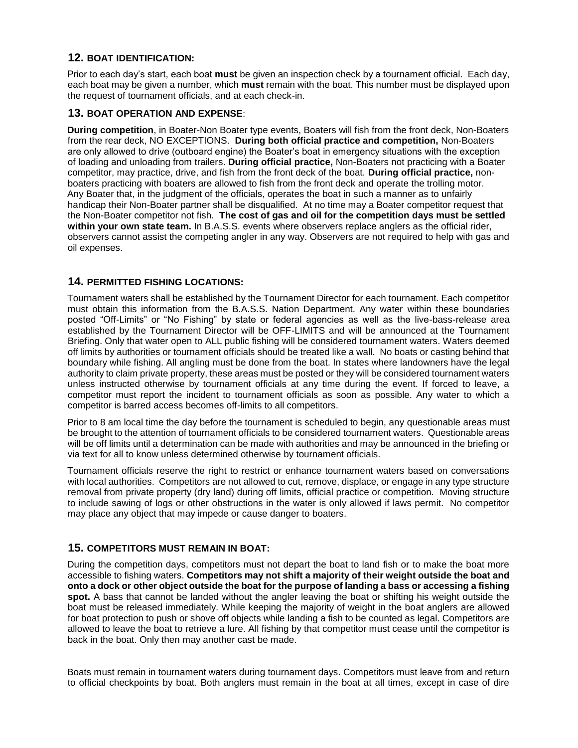## 12. BOAT IDENTIFICATION:

Prior to each day's start, each boat **must** be given an inspection check by a tournament official. Each day, each boat may be given a number, which **must** remain with the boat. This number must be displayed upon the request of tournament officials, and at each check-in.

## 13. BOAT OPERATION AND EXPENSE:

**During competition**, in Boater-Non Boater type events, Boaters will fish from the front deck, Non-Boaters from the rear deck, NO EXCEPTIONS. **During both official practice and competition,** Non-Boaters are only allowed to drive (outboard engine) the Boater's boat in emergency situations with the exception of loading and unloading from trailers. **During official practice,** Non-Boaters not practicing with a Boater competitor, may practice, drive, and fish from the front deck of the boat. **During official practice,** non-boaters practicing with boaters are allowed to fish from the front deck and operate the trolling motor. Any Boater that, in the judgment of the officials, operates the boat in such a manner as to unfairly handicap their Non-Boater partner shall be disqualified. At no time may a Boater competitor request that the Non-Boater competitor not fish. **The cost of gas and oil for the competition days must be settled within your own state team.** In B.A.S.S. events where observers replace anglers as the official rider, observers cannot assist the competing angler in any way. Observers are not required to help with gas and oil expenses.

## 14. PERMITTED FISHING LOCATIONS:

Tournament waters shall be established by the Tournament Director for each tournament. Each competitor must obtain this information from the B.A.S.S. Nation Department. Any water within these boundaries posted "Off-Limits" or "No Fishing" by state or federal agencies as well as the live-bass-release area established by the Tournament Director will be OFF-LIMITS and will be announced at the Tournament Briefing. Only that water open to ALL public fishing will be considered tournament waters. Waters deemed off limits by authorities or tournament officials should be treated like a wall. No boats or casting behind that boundary while fishing. All angling must be done from the boat. In states where landowners have the legal authority to claim private property, these areas must be posted or they will be considered tournament waters unless instructed otherwise by tournament officials at any time during the event. If forced to leave, a competitor must report the incident to tournament officials as soon as possible. Any water to which a competitor is barred access becomes off-limits to all competitors.

Prior to 8 am local time the day before the tournament is scheduled to begin, any questionable areas must be brought to the attention of tournament officials to be considered tournament waters. Questionable areas will be off limits until a determination can be made with authorities and may be announced in the briefing or via text for all to know unless determined otherwise by tournament officials.

Tournament officials reserve the right to restrict or enhance tournament waters based on conversations with local authorities. Competitors are not allowed to cut, remove, displace, or engage in any type structure removal from private property (dry land) during off limits, official practice or competition. Moving structure to include sawing of logs or other obstructions in the water is only allowed if laws permit. No competitor may place any object that may impede or cause danger to boaters.

## 15. COMPETITORS MUST REMAIN IN BOAT:

During the competition days, competitors must not depart the boat to land fish or to make the boat more accessible to fishing waters. **Competitors may not shift a majority of their weight outside the boat and onto a dock or other object outside the boat for the purpose of landing a bass or accessing a fishing spot.** A bass that cannot be landed without the angler leaving the boat or shifting his weight outside the boat must be released immediately. While keeping the majority of weight in the boat anglers are allowed for boat protection to push or shove off objects while landing a fish to be counted as legal. Competitors are allowed to leave the boat to retrieve a lure. All fishing by that competitor must cease until the competitor is back in the boat. Only then may another cast be made.

Boats must remain in tournament waters during tournament days. Competitors must leave from and return to official checkpoints by boat. Both anglers must remain in the boat at all times, except in case of dire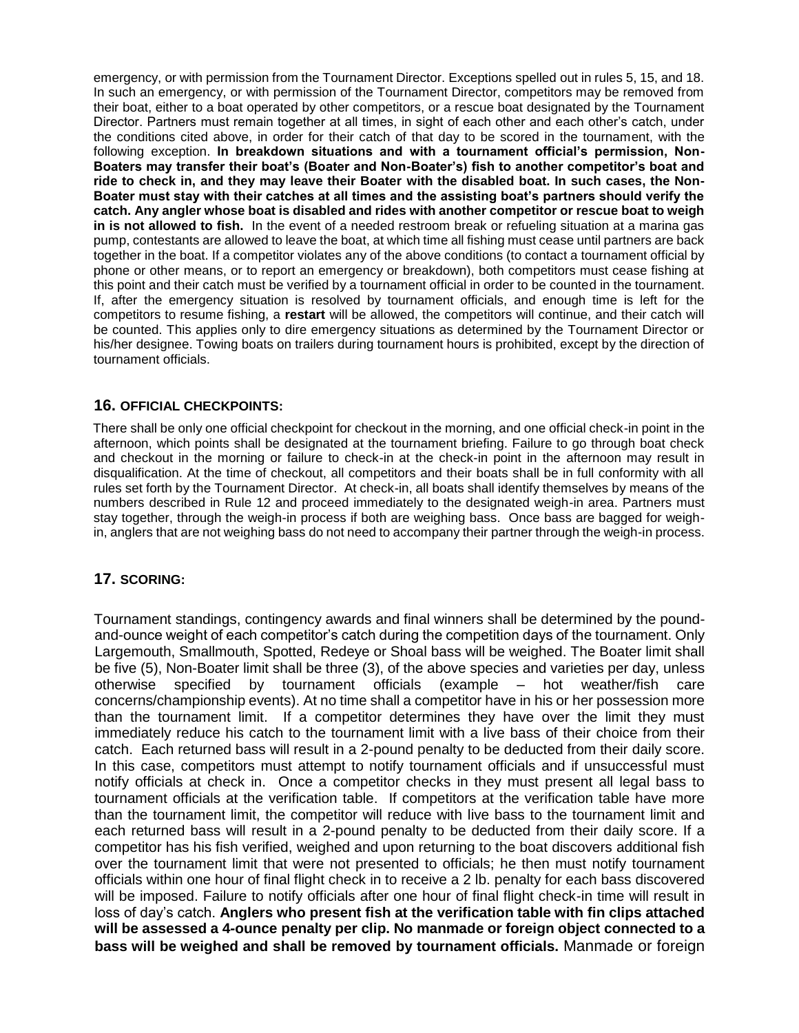emergency, or with permission from the Tournament Director. Exceptions spelled out in rules 5, 15, and 18. In such an emergency, or with permission of the Tournament Director, competitors may be removed from their boat, either to a boat operated by other competitors, or a rescue boat designated by the Tournament Director. Partners must remain together at all times, in sight of each other and each other's catch, under the conditions cited above, in order for their catch of that day to be scored in the tournament, with the following exception. **In breakdown situations and with a tournament official's permission, Non-Boaters may transfer their boat's (Boater and Non-Boater's) fish to another competitor's boat and ride to check in, and they may leave their Boater with the disabled boat. In such cases, the Non-Boater must stay with their catches at all times and the assisting boat's partners should verify the catch. Any angler whose boat is disabled and rides with another competitor or rescue boat to weigh in is not allowed to fish.** In the event of a needed restroom break or refueling situation at a marina gas pump, contestants are allowed to leave the boat, at which time all fishing must cease until partners are back together in the boat. If a competitor violates any of the above conditions (to contact a tournament official by phone or other means, or to report an emergency or breakdown), both competitors must cease fishing at this point and their catch must be verified by a tournament official in order to be counted in the tournament. If, after the emergency situation is resolved by tournament officials, and enough time is left for the competitors to resume fishing, a **restart** will be allowed, the competitors will continue, and their catch will be counted. This applies only to dire emergency situations as determined by the Tournament Director or his/her designee. Towing boats on trailers during tournament hours is prohibited, except by the direction of tournament officials.

## 16. OFFICIAL CHECKPOINTS:

There shall be only one official checkpoint for checkout in the morning, and one official check-in point in the afternoon, which points shall be designated at the tournament briefing. Failure to go through boat check and checkout in the morning or failure to check-in at the check-in point in the afternoon may result in disqualification. At the time of checkout, all competitors and their boats shall be in full conformity with all rules set forth by the Tournament Director. At check-in, all boats shall identify themselves by means of the numbers described in Rule 12 and proceed immediately to the designated weigh-in area. Partners must stay together, through the weigh-in process if both are weighing bass. Once bass are bagged for weigh-in, anglers that are not weighing bass do not need to accompany their partner through the weigh-in process.

## 17. SCORING:

Tournament standings, contingency awards and final winners shall be determined by the pound-and-ounce weight of each competitor's catch during the competition days of the tournament. Only Largemouth, Smallmouth, Spotted, Redeye or Shoal bass will be weighed. The Boater limit shall be five (5), Non-Boater limit shall be three (3), of the above species and varieties per day, unless otherwise specified by tournament officials (example – hot weather/fish care concerns/championship events). At no time shall a competitor have in his or her possession more than the tournament limit. If a competitor determines they have over the limit they must immediately reduce his catch to the tournament limit with a live bass of their choice from their catch. Each returned bass will result in a 2-pound penalty to be deducted from their daily score. In this case, competitors must attempt to notify tournament officials and if unsuccessful must notify officials at check in. Once a competitor checks in they must present all legal bass to tournament officials at the verification table. If competitors at the verification table have more than the tournament limit, the competitor will reduce with live bass to the tournament limit and each returned bass will result in a 2-pound penalty to be deducted from their daily score. If a competitor has his fish verified, weighed and upon returning to the boat discovers additional fish over the tournament limit that were not presented to officials; he then must notify tournament officials within one hour of final flight check in to receive a 2 lb. penalty for each bass discovered will be imposed. Failure to notify officials after one hour of final flight check-in time will result in loss of day's catch. **Anglers who present fish at the verification table with fin clips attached will be assessed a 4-ounce penalty per clip. No manmade or foreign object connected to a bass will be weighed and shall be removed by tournament officials.** Manmade or foreign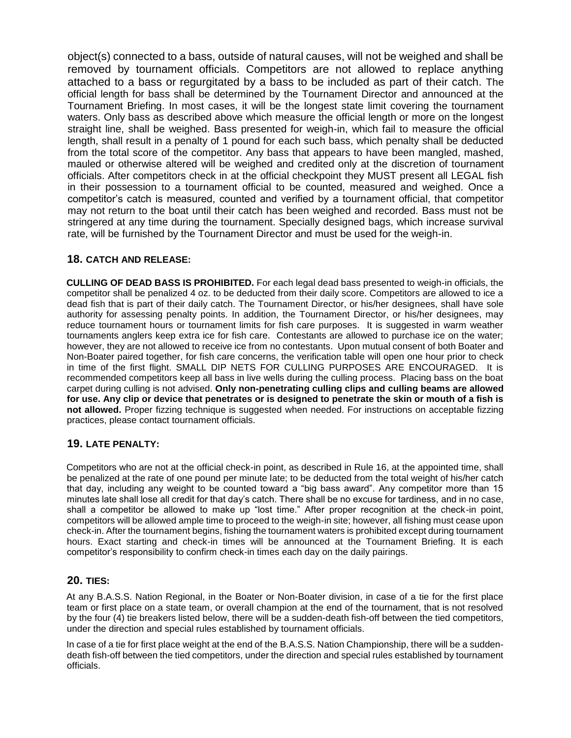object(s) connected to a bass, outside of natural causes, will not be weighed and shall be removed by tournament officials. Competitors are not allowed to replace anything attached to a bass or regurgitated by a bass to be included as part of their catch. The official length for bass shall be determined by the Tournament Director and announced at the Tournament Briefing. In most cases, it will be the longest state limit covering the tournament waters. Only bass as described above which measure the official length or more on the longest straight line, shall be weighed. Bass presented for weigh-in, which fail to measure the official length, shall result in a penalty of 1 pound for each such bass, which penalty shall be deducted from the total score of the competitor. Any bass that appears to have been mangled, mashed, mauled or otherwise altered will be weighed and credited only at the discretion of tournament officials. After competitors check in at the official checkpoint they MUST present all LEGAL fish in their possession to a tournament official to be counted, measured and weighed. Once a competitor's catch is measured, counted and verified by a tournament official, that competitor may not return to the boat until their catch has been weighed and recorded. Bass must not be stringered at any time during the tournament. Specially designed bags, which increase survival rate, will be furnished by the Tournament Director and must be used for the weigh-in.

## 18. CATCH AND RELEASE:

**CULLING OF DEAD BASS IS PROHIBITED.** For each legal dead bass presented to weigh-in officials, the competitor shall be penalized 4 oz. to be deducted from their daily score. Competitors are allowed to ice a dead fish that is part of their daily catch. The Tournament Director, or his/her designees, shall have sole authority for assessing penalty points. In addition, the Tournament Director, or his/her designees, may reduce tournament hours or tournament limits for fish care purposes. It is suggested in warm weather tournaments anglers keep extra ice for fish care. Contestants are allowed to purchase ice on the water; however, they are not allowed to receive ice from no contestants. Upon mutual consent of both Boater and Non-Boater paired together, for fish care concerns, the verification table will open one hour prior to check in time of the first flight. SMALL DIP NETS FOR CULLING PURPOSES ARE ENCOURAGED. It is recommended competitors keep all bass in live wells during the culling process. Placing bass on the boat carpet during culling is not advised. **Only non-penetrating culling clips and culling beams are allowed for use. Any clip or device that penetrates or is designed to penetrate the skin or mouth of a fish is not allowed.** Proper fizzing technique is suggested when needed. For instructions on acceptable fizzing practices, please contact tournament officials.

## 19. LATE PENALTY:

Competitors who are not at the official check-in point, as described in Rule 16, at the appointed time, shall be penalized at the rate of one pound per minute late; to be deducted from the total weight of his/her catch that day, including any weight to be counted toward a "big bass award". Any competitor more than 15 minutes late shall lose all credit for that day's catch. There shall be no excuse for tardiness, and in no case, shall a competitor be allowed to make up "lost time." After proper recognition at the check-in point, competitors will be allowed ample time to proceed to the weigh-in site; however, all fishing must cease upon check-in. After the tournament begins, fishing the tournament waters is prohibited except during tournament hours. Exact starting and check-in times will be announced at the Tournament Briefing. It is each competitor's responsibility to confirm check-in times each day on the daily pairings.

## 20. TIES:

At any B.A.S.S. Nation Regional, in the Boater or Non-Boater division, in case of a tie for the first place team or first place on a state team, or overall champion at the end of the tournament, that is not resolved by the four (4) tie breakers listed below, there will be a sudden-death fish-off between the tied competitors, under the direction and special rules established by tournament officials.

In case of a tie for first place weight at the end of the B.A.S.S. Nation Championship, there will be a sudden-death fish-off between the tied competitors, under the direction and special rules established by tournament officials.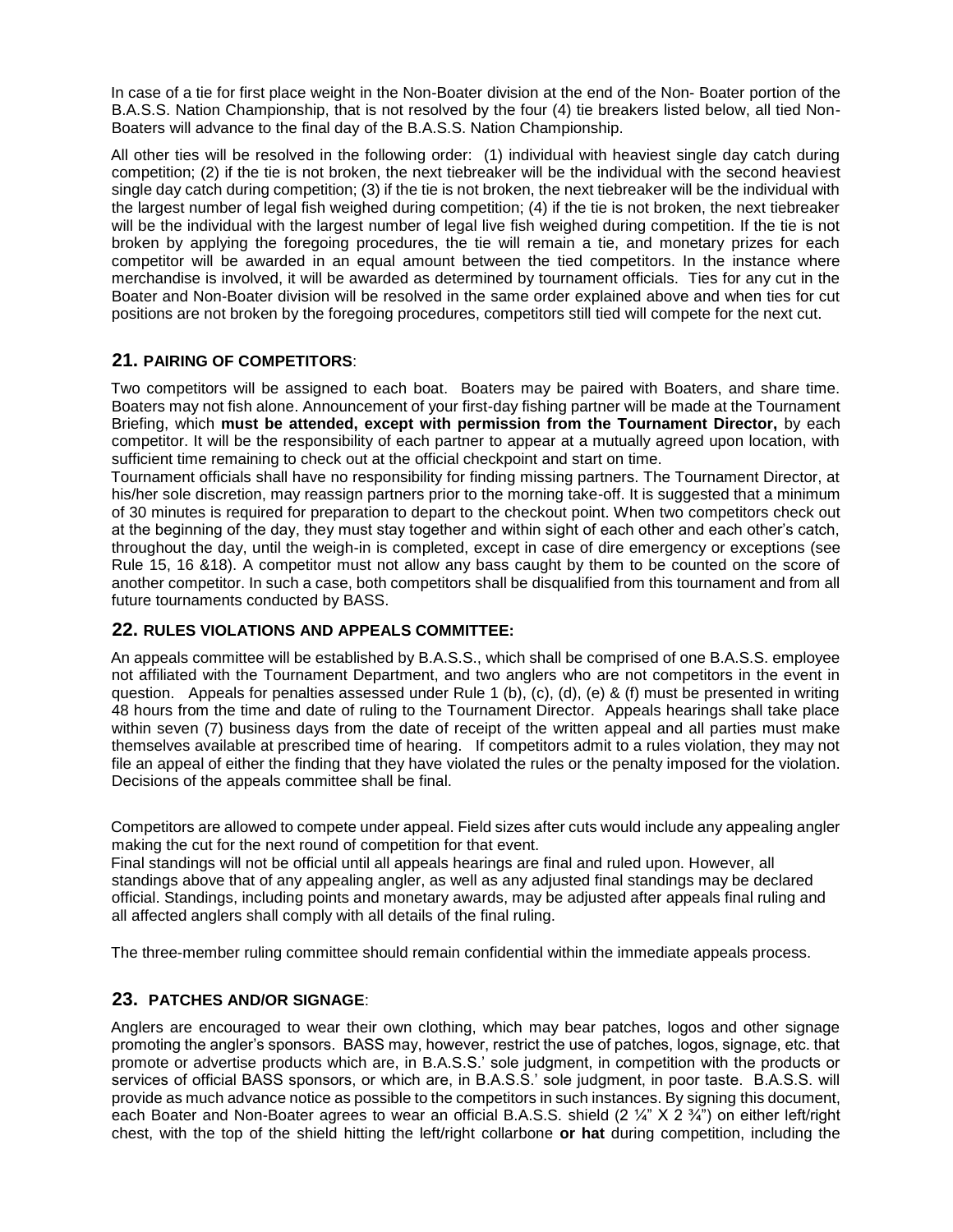In case of a tie for first place weight in the Non-Boater division at the end of the Non- Boater portion of the B.A.S.S. Nation Championship, that is not resolved by the four (4) tie breakers listed below, all tied Non-Boaters will advance to the final day of the B.A.S.S. Nation Championship.

All other ties will be resolved in the following order: (1) individual with heaviest single day catch during competition; (2) if the tie is not broken, the next tiebreaker will be the individual with the second heaviest single day catch during competition; (3) if the tie is not broken, the next tiebreaker will be the individual with the largest number of legal fish weighed during competition; (4) if the tie is not broken, the next tiebreaker will be the individual with the largest number of legal live fish weighed during competition. If the tie is not broken by applying the foregoing procedures, the tie will remain a tie, and monetary prizes for each competitor will be awarded in an equal amount between the tied competitors. In the instance where merchandise is involved, it will be awarded as determined by tournament officials. Ties for any cut in the Boater and Non-Boater division will be resolved in the same order explained above and when ties for cut positions are not broken by the foregoing procedures, competitors still tied will compete for the next cut.

## 21. PAIRING OF COMPETITORS:

Two competitors will be assigned to each boat. Boaters may be paired with Boaters, and share time. Boaters may not fish alone. Announcement of your first-day fishing partner will be made at the Tournament Briefing, which **must be attended, except with permission from the Tournament Director,** by each competitor. It will be the responsibility of each partner to appear at a mutually agreed upon location, with sufficient time remaining to check out at the official checkpoint and start on time.

Tournament officials shall have no responsibility for finding missing partners. The Tournament Director, at his/her sole discretion, may reassign partners prior to the morning take-off. It is suggested that a minimum of 30 minutes is required for preparation to depart to the checkout point. When two competitors check out at the beginning of the day, they must stay together and within sight of each other and each other's catch, throughout the day, until the weigh-in is completed, except in case of dire emergency or exceptions (see Rule 15, 16 &18). A competitor must not allow any bass caught by them to be counted on the score of another competitor. In such a case, both competitors shall be disqualified from this tournament and from all future tournaments conducted by BASS.

## 22. RULES VIOLATIONS AND APPEALS COMMITTEE:

An appeals committee will be established by B.A.S.S., which shall be comprised of one B.A.S.S. employee not affiliated with the Tournament Department, and two anglers who are not competitors in the event in question. Appeals for penalties assessed under Rule 1 (b), (c), (d), (e) & (f) must be presented in writing 48 hours from the time and date of ruling to the Tournament Director. Appeals hearings shall take place within seven (7) business days from the date of receipt of the written appeal and all parties must make themselves available at prescribed time of hearing. If competitors admit to a rules violation, they may not file an appeal of either the finding that they have violated the rules or the penalty imposed for the violation. Decisions of the appeals committee shall be final.

Competitors are allowed to compete under appeal. Field sizes after cuts would include any appealing angler making the cut for the next round of competition for that event.

Final standings will not be official until all appeals hearings are final and ruled upon. However, all standings above that of any appealing angler, as well as any adjusted final standings may be declared official. Standings, including points and monetary awards, may be adjusted after appeals final ruling and all affected anglers shall comply with all details of the final ruling.

The three-member ruling committee should remain confidential within the immediate appeals process.

## 23. PATCHES AND/OR SIGNAGE:

Anglers are encouraged to wear their own clothing, which may bear patches, logos and other signage promoting the angler's sponsors. BASS may, however, restrict the use of patches, logos, signage, etc. that promote or advertise products which are, in B.A.S.S.' sole judgment, in competition with the products or services of official BASS sponsors, or which are, in B.A.S.S.' sole judgment, in poor taste. B.A.S.S. will provide as much advance notice as possible to the competitors in such instances. By signing this document, each Boater and Non-Boater agrees to wear an official B.A.S.S. shield (2 ¼" X 2 ¾") on either left/right chest, with the top of the shield hitting the left/right collarbone **or hat** during competition, including the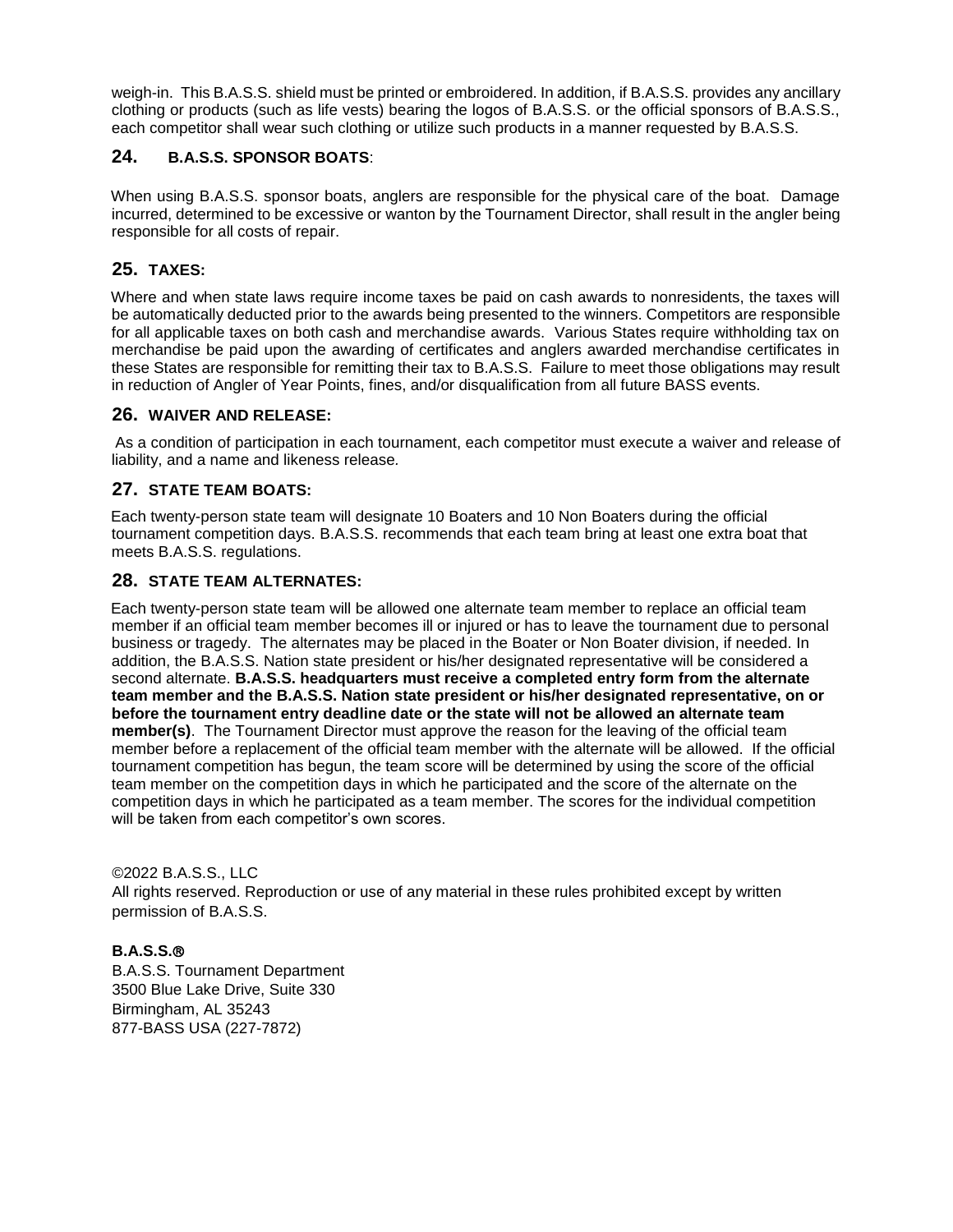weigh-in. This B.A.S.S. shield must be printed or embroidered. In addition, if B.A.S.S. provides any ancillary clothing or products (such as life vests) bearing the logos of B.A.S.S. or the official sponsors of B.A.S.S., each competitor shall wear such clothing or utilize such products in a manner requested by B.A.S.S.

## 24. B.A.S.S. SPONSOR BOATS:

When using B.A.S.S. sponsor boats, anglers are responsible for the physical care of the boat. Damage incurred, determined to be excessive or wanton by the Tournament Director, shall result in the angler being responsible for all costs of repair.

## 25. TAXES:

Where and when state laws require income taxes be paid on cash awards to nonresidents, the taxes will be automatically deducted prior to the awards being presented to the winners. Competitors are responsible for all applicable taxes on both cash and merchandise awards. Various States require withholding tax on merchandise be paid upon the awarding of certificates and anglers awarded merchandise certificates in these States are responsible for remitting their tax to B.A.S.S. Failure to meet those obligations may result in reduction of Angler of Year Points, fines, and/or disqualification from all future BASS events.

## 26. WAIVER AND RELEASE:

As a condition of participation in each tournament, each competitor must execute a waiver and release of liability, and a name and likeness release.

## 27. STATE TEAM BOATS:

Each twenty-person state team will designate 10 Boaters and 10 Non Boaters during the official tournament competition days. B.A.S.S. recommends that each team bring at least one extra boat that meets B.A.S.S. regulations.

## 28. STATE TEAM ALTERNATES:

Each twenty-person state team will be allowed one alternate team member to replace an official team member if an official team member becomes ill or injured or has to leave the tournament due to personal business or tragedy. The alternates may be placed in the Boater or Non Boater division, if needed. In addition, the B.A.S.S. Nation state president or his/her designated representative will be considered a second alternate. **B.A.S.S. headquarters must receive a completed entry form from the alternate team member and the B.A.S.S. Nation state president or his/her designated representative, on or before the tournament entry deadline date or the state will not be allowed an alternate team member(s)**. The Tournament Director must approve the reason for the leaving of the official team member before a replacement of the official team member with the alternate will be allowed. If the official tournament competition has begun, the team score will be determined by using the score of the official team member on the competition days in which he participated and the score of the alternate on the competition days in which he participated as a team member. The scores for the individual competition will be taken from each competitor's own scores.

©2022 B.A.S.S., LLC
All rights reserved. Reproduction or use of any material in these rules prohibited except by written permission of B.A.S.S.

**B.A.S.S.®**
B.A.S.S. Tournament Department
3500 Blue Lake Drive, Suite 330
Birmingham, AL 35243
877-BASS USA (227-7872)